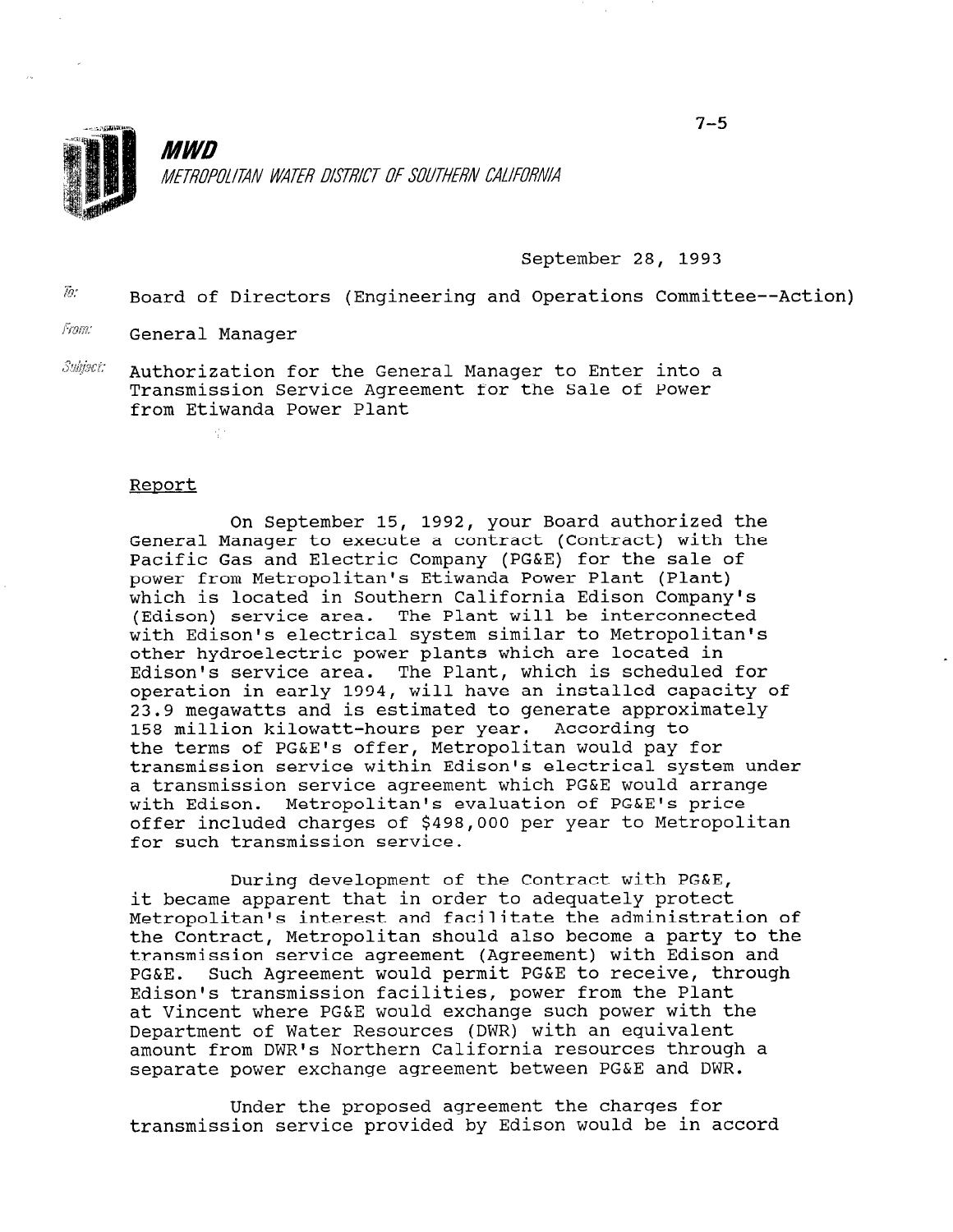**MWD**

*METROPOLITAN WATER DISTRICT OF SOUTHERN CALIFORNIA*

7-5

September 28, 1993

To: Board of Directors (Engineering and Operations Committee--Action)

From: General Manager

Subject: Authorization for the General Manager to Enter into a Transmission Service Agreement for the Sale of Power from Etiwanda Power Plant

## Report

On September 15, 1992, your Board authorized the General Manager to execute a contract (Contract) with the Pacific Gas and Electric Company (PG&E) for the sale of power from Metropolitan's Etiwanda Power Plant (Plant) which is located in Southern California Edison Company's (Edison) service area. The Plant will be interconnected with Edison's electrical system similar to Metropolitan's other hydroelectric power plants which are located in Edison's service area. The Plant, which is scheduled for operation in early 1994, will have an installed capacity of 23.9 megawatts and is estimated to generate approximately 158 million kilowatt-hours per year. According to the terms of PG&E's offer, Metropolitan would pay for transmission service within Edison's electrical system under a transmission service agreement which PG&E would arrange with Edison. Metropolitan's evaluation of PG&E's price offer included charges of $498,000 per year to Metropolitan for such transmission service.

During development of the Contract with PG&E, it became apparent that in order to adequately protect Metropolitan's interest and facilitate the administration of the Contract, Metropolitan should also become a party to the transmission service agreement (Agreement) with Edison and PG&E. Such Agreement would permit PG&E to receive, through Edison's transmission facilities, power from the Plant at Vincent where PG&E would exchange such power with the Department of Water Resources (DWR) with an equivalent amount from DWR's Northern California resources through a separate power exchange agreement between PG&E and DWR.

Under the proposed agreement the charges for transmission service provided by Edison would be in accord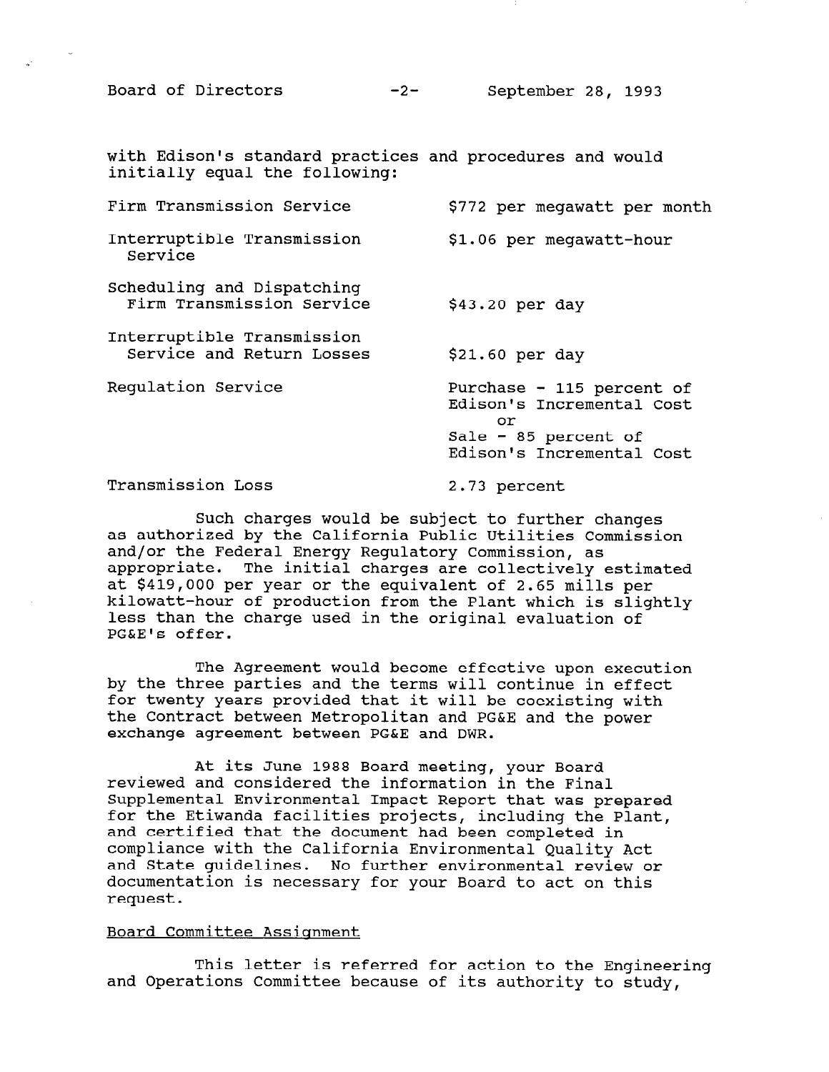with Edison's standard practices and procedures and would initially equal the following:

| | |
|---|---|
| Firm Transmission Service | \$772 per megawatt per month |
| Interruptible Transmission Service | \$1.06 per megawatt-hour |
| Scheduling and Dispatching Firm Transmission Service | \$43.20 per day |
| Interruptible Transmission Service and Return Losses | \$21.60 per day |
| Regulation Service | Purchase - 115 percent of Edison's Incremental Cost or Sale - 85 percent of Edison's Incremental Cost |
| Transmission Loss | 2.73 percent |

Such charges would be subject to further changes as authorized by the California Public Utilities Commission and/or the Federal Energy Regulatory Commission, as appropriate. The initial charges are collectively estimated at \$419,000 per year or the equivalent of 2.65 mills per kilowatt-hour of production from the Plant which is slightly less than the charge used in the original evaluation of PG&E's offer.

The Agreement would become effective upon execution by the three parties and the terms will continue in effect for twenty years provided that it will be coexisting with the Contract between Metropolitan and PG&E and the power exchange agreement between PG&E and DWR.

At its June 1988 Board meeting, your Board reviewed and considered the information in the Final Supplemental Environmental Impact Report that was prepared for the Etiwanda facilities projects, including the Plant, and certified that the document had been completed in compliance with the California Environmental Quality Act and State guidelines. No further environmental review or documentation is necessary for your Board to act on this request.

## Board Committee Assignment

This letter is referred for action to the Engineering and Operations Committee because of its authority to study,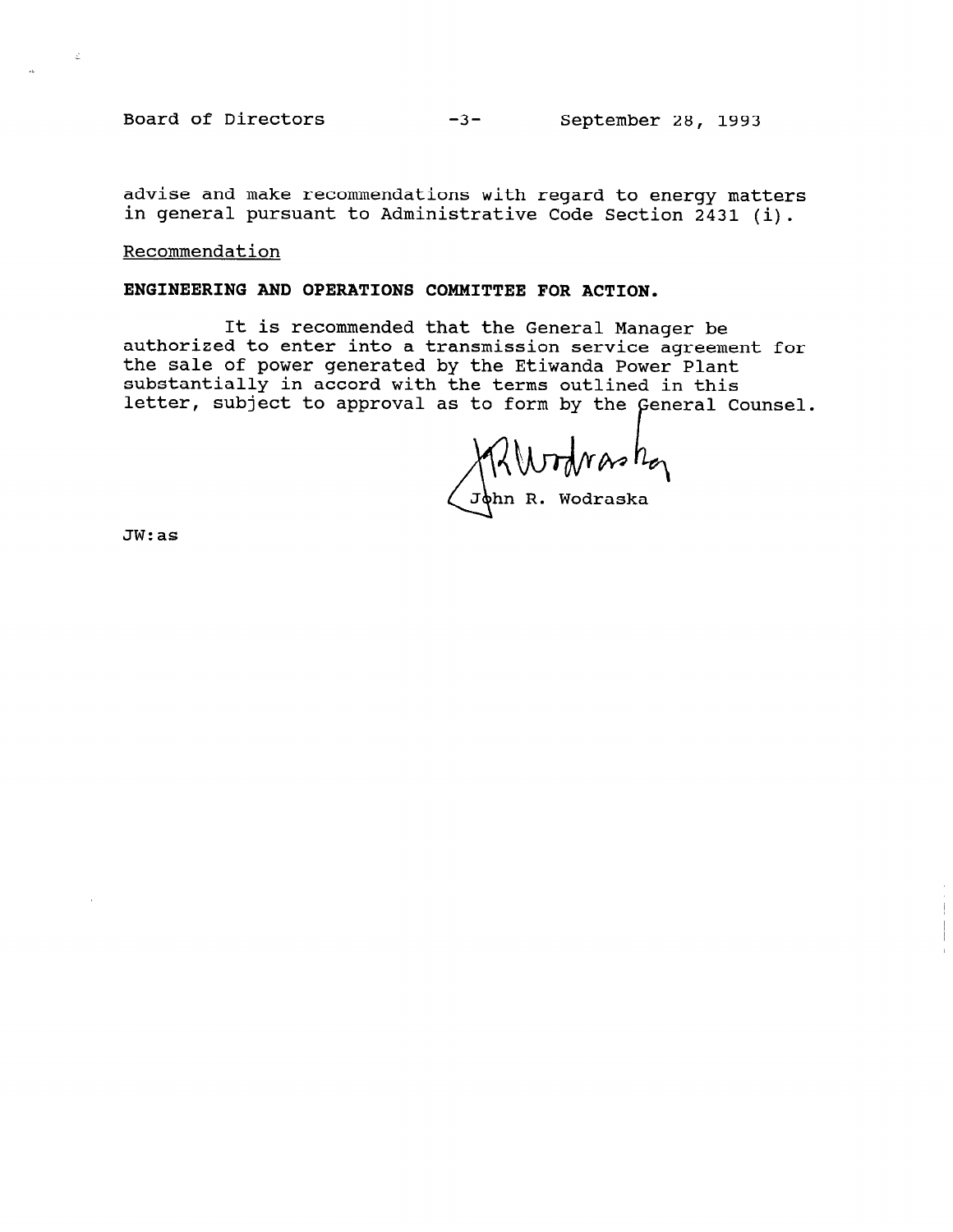advise and make recommendations with regard to energy matters in general pursuant to Administrative Code Section 2431 (i).

Recommendation

**ENGINEERING AND OPERATIONS COMMITTEE FOR ACTION.**

It is recommended that the General Manager be authorized to enter into a transmission service agreement for the sale of power generated by the Etiwanda Power Plant substantially in accord with the terms outlined in this letter, subject to approval as to form by the General Counsel.

John R. Wodraska

JW:as